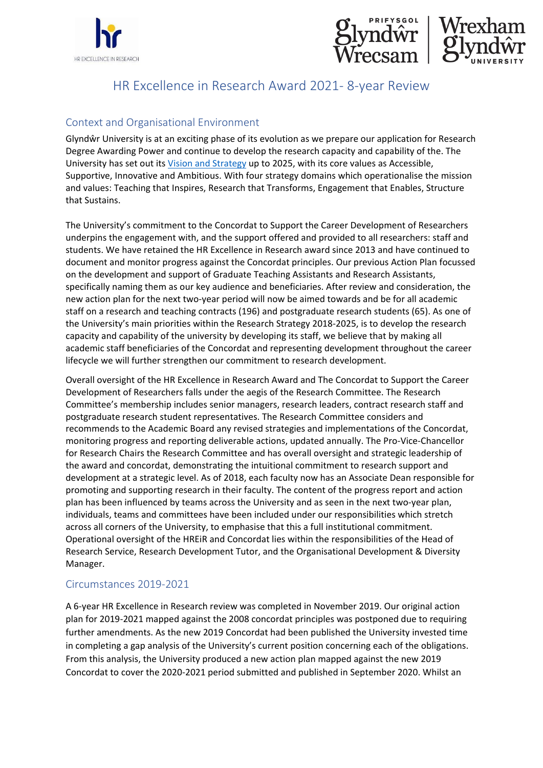# HR Excellence in Research Award 2021- 8-year Review

## Context and Organisational Environment

Glyndŵr University is at an exciting phase of its evolution as we prepare our application for Research Degree Awarding Power and continue to develop the research capacity and capability of the. The University has set out its Vision and Strategy up to 2025, with its core values as Accessible, Supportive, Innovative and Ambitious. With four strategy domains which operationalise the mission and values: Teaching that Inspires, Research that Transforms, Engagement that Enables, Structure that Sustains.

The University's commitment to the Concordat to Support the Career Development of Researchers underpins the engagement with, and the support offered and provided to all researchers: staff and students. We have retained the HR Excellence in Research award since 2013 and have continued to document and monitor progress against the Concordat principles. Our previous Action Plan focussed on the development and support of Graduate Teaching Assistants and Research Assistants, specifically naming them as our key audience and beneficiaries. After review and consideration, the new action plan for the next two-year period will now be aimed towards and be for all academic staff on a research and teaching contracts (196) and postgraduate research students (65). As one of the University's main priorities within the Research Strategy 2018-2025, is to develop the research capacity and capability of the university by developing its staff, we believe that by making all academic staff beneficiaries of the Concordat and representing development throughout the career lifecycle we will further strengthen our commitment to research development.

Overall oversight of the HR Excellence in Research Award and The Concordat to Support the Career Development of Researchers falls under the aegis of the Research Committee. The Research Committee's membership includes senior managers, research leaders, contract research staff and postgraduate research student representatives. The Research Committee considers and recommends to the Academic Board any revised strategies and implementations of the Concordat, monitoring progress and reporting deliverable actions, updated annually. The Pro-Vice-Chancellor for Research Chairs the Research Committee and has overall oversight and strategic leadership of the award and concordat, demonstrating the intuitional commitment to research support and development at a strategic level. As of 2018, each faculty now has an Associate Dean responsible for promoting and supporting research in their faculty. The content of the progress report and action plan has been influenced by teams across the University and as seen in the next two-year plan, individuals, teams and committees have been included under our responsibilities which stretch across all corners of the University, to emphasise that this a full institutional commitment. Operational oversight of the HREiR and Concordat lies within the responsibilities of the Head of Research Service, Research Development Tutor, and the Organisational Development & Diversity Manager.

## Circumstances 2019-2021

A 6-year HR Excellence in Research review was completed in November 2019. Our original action plan for 2019-2021 mapped against the 2008 concordat principles was postponed due to requiring further amendments. As the new 2019 Concordat had been published the University invested time in completing a gap analysis of the University's current position concerning each of the obligations. From this analysis, the University produced a new action plan mapped against the new 2019 Concordat to cover the 2020-2021 period submitted and published in September 2020. Whilst an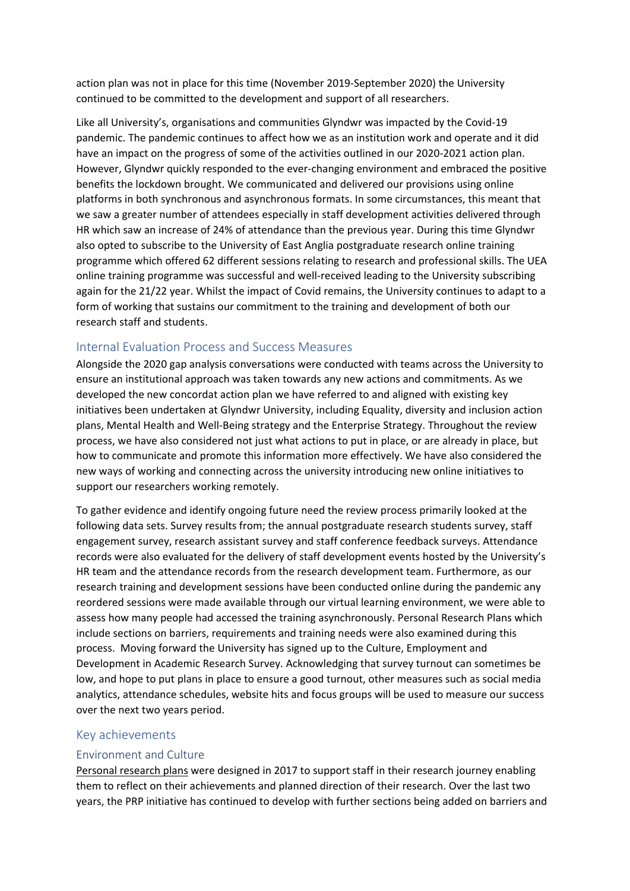action plan was not in place for this time (November 2019-September 2020) the University continued to be committed to the development and support of all researchers.

Like all University's, organisations and communities Glyndwr was impacted by the Covid-19 pandemic. The pandemic continues to affect how we as an institution work and operate and it did have an impact on the progress of some of the activities outlined in our 2020-2021 action plan. However, Glyndwr quickly responded to the ever-changing environment and embraced the positive benefits the lockdown brought. We communicated and delivered our provisions using online platforms in both synchronous and asynchronous formats. In some circumstances, this meant that we saw a greater number of attendees especially in staff development activities delivered through HR which saw an increase of 24% of attendance than the previous year. During this time Glyndwr also opted to subscribe to the University of East Anglia postgraduate research online training programme which offered 62 different sessions relating to research and professional skills. The UEA online training programme was successful and well-received leading to the University subscribing again for the 21/22 year. Whilst the impact of Covid remains, the University continues to adapt to a form of working that sustains our commitment to the training and development of both our research staff and students.

## Internal Evaluation Process and Success Measures

Alongside the 2020 gap analysis conversations were conducted with teams across the University to ensure an institutional approach was taken towards any new actions and commitments. As we developed the new concordat action plan we have referred to and aligned with existing key initiatives been undertaken at Glyndwr University, including Equality, diversity and inclusion action plans, Mental Health and Well-Being strategy and the Enterprise Strategy. Throughout the review process, we have also considered not just what actions to put in place, or are already in place, but how to communicate and promote this information more effectively. We have also considered the new ways of working and connecting across the university introducing new online initiatives to support our researchers working remotely.

To gather evidence and identify ongoing future need the review process primarily looked at the following data sets. Survey results from; the annual postgraduate research students survey, staff engagement survey, research assistant survey and staff conference feedback surveys. Attendance records were also evaluated for the delivery of staff development events hosted by the University's HR team and the attendance records from the research development team. Furthermore, as our research training and development sessions have been conducted online during the pandemic any reordered sessions were made available through our virtual learning environment, we were able to assess how many people had accessed the training asynchronously. Personal Research Plans which include sections on barriers, requirements and training needs were also examined during this process. Moving forward the University has signed up to the Culture, Employment and Development in Academic Research Survey. Acknowledging that survey turnout can sometimes be low, and hope to put plans in place to ensure a good turnout, other measures such as social media analytics, attendance schedules, website hits and focus groups will be used to measure our success over the next two years period.

## Key achievements

### Environment and Culture

Personal research plans were designed in 2017 to support staff in their research journey enabling them to reflect on their achievements and planned direction of their research. Over the last two years, the PRP initiative has continued to develop with further sections being added on barriers and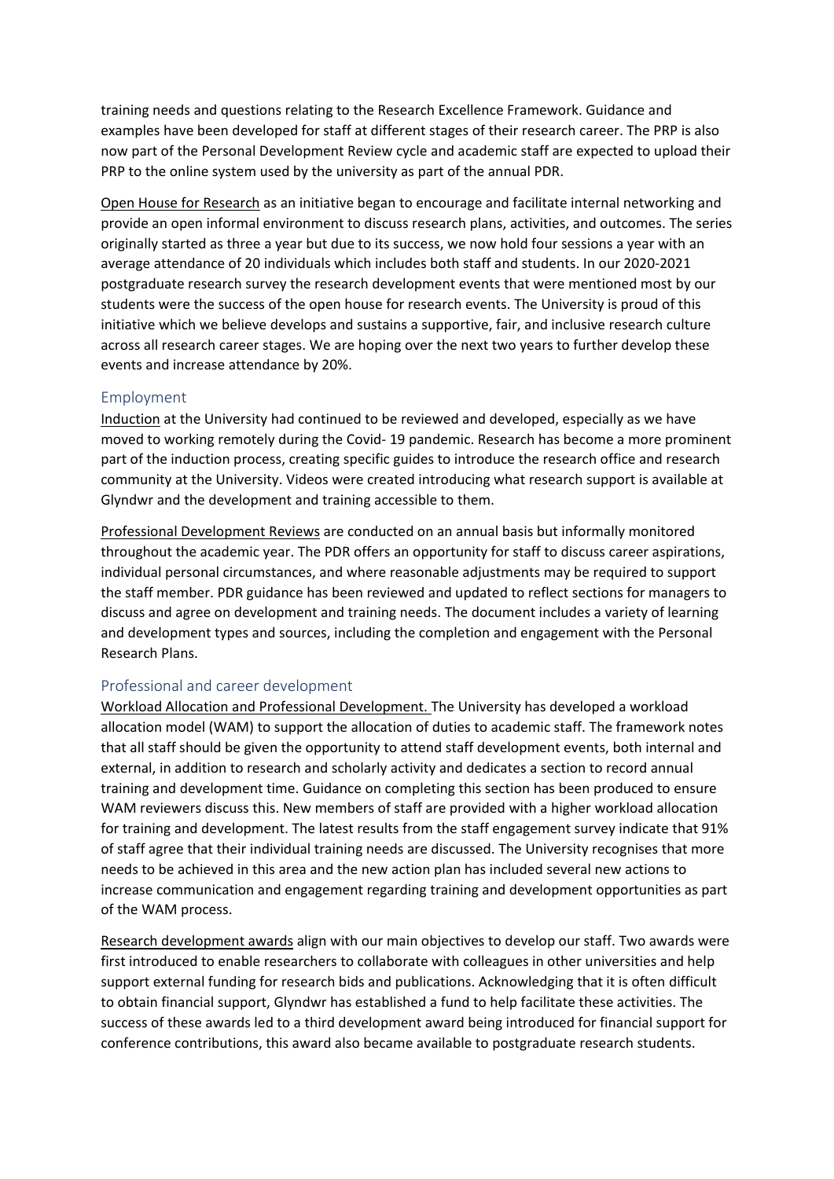training needs and questions relating to the Research Excellence Framework. Guidance and examples have been developed for staff at different stages of their research career. The PRP is also now part of the Personal Development Review cycle and academic staff are expected to upload their PRP to the online system used by the university as part of the annual PDR.

Open House for Research as an initiative began to encourage and facilitate internal networking and provide an open informal environment to discuss research plans, activities, and outcomes. The series originally started as three a year but due to its success, we now hold four sessions a year with an average attendance of 20 individuals which includes both staff and students. In our 2020-2021 postgraduate research survey the research development events that were mentioned most by our students were the success of the open house for research events. The University is proud of this initiative which we believe develops and sustains a supportive, fair, and inclusive research culture across all research career stages. We are hoping over the next two years to further develop these events and increase attendance by 20%.

## Employment

Induction at the University had continued to be reviewed and developed, especially as we have moved to working remotely during the Covid- 19 pandemic. Research has become a more prominent part of the induction process, creating specific guides to introduce the research office and research community at the University. Videos were created introducing what research support is available at Glyndwr and the development and training accessible to them.

Professional Development Reviews are conducted on an annual basis but informally monitored throughout the academic year. The PDR offers an opportunity for staff to discuss career aspirations, individual personal circumstances, and where reasonable adjustments may be required to support the staff member. PDR guidance has been reviewed and updated to reflect sections for managers to discuss and agree on development and training needs. The document includes a variety of learning and development types and sources, including the completion and engagement with the Personal Research Plans.

## Professional and career development

Workload Allocation and Professional Development. The University has developed a workload allocation model (WAM) to support the allocation of duties to academic staff. The framework notes that all staff should be given the opportunity to attend staff development events, both internal and external, in addition to research and scholarly activity and dedicates a section to record annual training and development time. Guidance on completing this section has been produced to ensure WAM reviewers discuss this. New members of staff are provided with a higher workload allocation for training and development. The latest results from the staff engagement survey indicate that 91% of staff agree that their individual training needs are discussed. The University recognises that more needs to be achieved in this area and the new action plan has included several new actions to increase communication and engagement regarding training and development opportunities as part of the WAM process.

Research development awards align with our main objectives to develop our staff. Two awards were first introduced to enable researchers to collaborate with colleagues in other universities and help support external funding for research bids and publications. Acknowledging that it is often difficult to obtain financial support, Glyndwr has established a fund to help facilitate these activities. The success of these awards led to a third development award being introduced for financial support for conference contributions, this award also became available to postgraduate research students.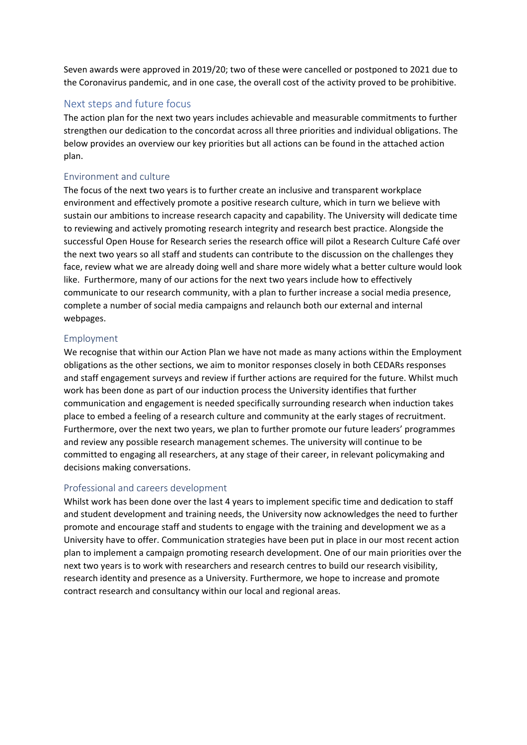Seven awards were approved in 2019/20; two of these were cancelled or postponed to 2021 due to the Coronavirus pandemic, and in one case, the overall cost of the activity proved to be prohibitive.

## Next steps and future focus

The action plan for the next two years includes achievable and measurable commitments to further strengthen our dedication to the concordat across all three priorities and individual obligations. The below provides an overview our key priorities but all actions can be found in the attached action plan.

### Environment and culture

The focus of the next two years is to further create an inclusive and transparent workplace environment and effectively promote a positive research culture, which in turn we believe with sustain our ambitions to increase research capacity and capability. The University will dedicate time to reviewing and actively promoting research integrity and research best practice. Alongside the successful Open House for Research series the research office will pilot a Research Culture Café over the next two years so all staff and students can contribute to the discussion on the challenges they face, review what we are already doing well and share more widely what a better culture would look like. Furthermore, many of our actions for the next two years include how to effectively communicate to our research community, with a plan to further increase a social media presence, complete a number of social media campaigns and relaunch both our external and internal webpages.

### Employment

We recognise that within our Action Plan we have not made as many actions within the Employment obligations as the other sections, we aim to monitor responses closely in both CEDARs responses and staff engagement surveys and review if further actions are required for the future. Whilst much work has been done as part of our induction process the University identifies that further communication and engagement is needed specifically surrounding research when induction takes place to embed a feeling of a research culture and community at the early stages of recruitment. Furthermore, over the next two years, we plan to further promote our future leaders' programmes and review any possible research management schemes. The university will continue to be committed to engaging all researchers, at any stage of their career, in relevant policymaking and decisions making conversations.

### Professional and careers development

Whilst work has been done over the last 4 years to implement specific time and dedication to staff and student development and training needs, the University now acknowledges the need to further promote and encourage staff and students to engage with the training and development we as a University have to offer. Communication strategies have been put in place in our most recent action plan to implement a campaign promoting research development. One of our main priorities over the next two years is to work with researchers and research centres to build our research visibility, research identity and presence as a University. Furthermore, we hope to increase and promote contract research and consultancy within our local and regional areas.